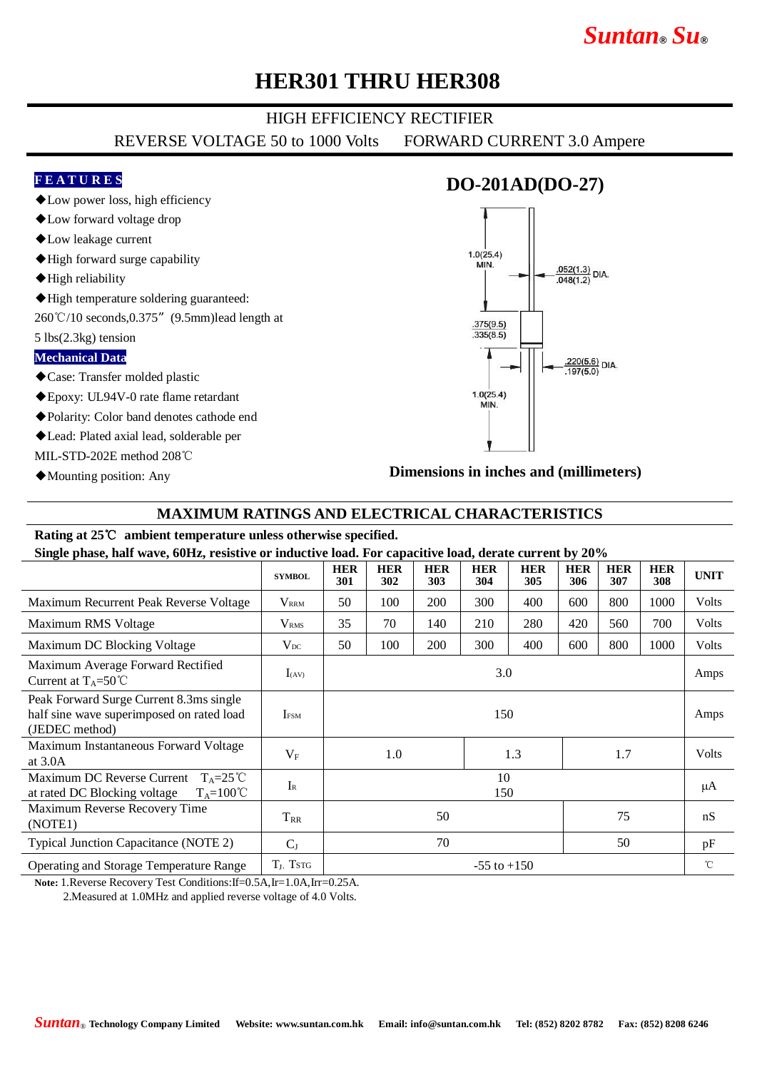# HER301 THRU HER308

HIGH EFFICIENCY RECTIFIER

REVERSE VOLTAGE 50 to 1000 Volts　　FORWARD CURRENT 3.0 Ampere

## FEATURES

◆Low power loss, high efficiency

◆Low forward voltage drop

◆Low leakage current

◆High forward surge capability

◆High reliability

◆High temperature soldering guaranteed: 260℃/10 seconds,0.375"（9.5mm)lead length at 5 lbs(2.3kg) tension

## Mechanical Data

◆Case: Transfer molded plastic

◆Epoxy: UL94V-0 rate flame retardant

◆Polarity: Color band denotes cathode end

◆Lead: Plated axial lead, solderable per MIL-STD-202E method 208℃

◆Mounting position: Any

## DO-201AD(DO-27)

1.0(25.4) MIN.

.052(1.3) / .048(1.2) DIA.

.375(9.5) / .335(8.5)

.220(5.6) / .197(5.0) DIA.

1.0(25.4) MIN.

**Dimensions in inches and (millimeters)**

## MAXIMUM RATINGS AND ELECTRICAL CHARACTERISTICS

**Rating at 25℃ ambient temperature unless otherwise specified.**

**Single phase, half wave, 60Hz, resistive or inductive load. For capacitive load, derate current by 20%**

| | SYMBOL | HER 301 | HER 302 | HER 303 | HER 304 | HER 305 | HER 306 | HER 307 | HER 308 | UNIT |
|---|---|---|---|---|---|---|---|---|---|---|
| Maximum Recurrent Peak Reverse Voltage | $V_{RRM}$ | 50 | 100 | 200 | 300 | 400 | 600 | 800 | 1000 | Volts |
| Maximum RMS Voltage | $V_{RMS}$ | 35 | 70 | 140 | 210 | 280 | 420 | 560 | 700 | Volts |
| Maximum DC Blocking Voltage | $V_{DC}$ | 50 | 100 | 200 | 300 | 400 | 600 | 800 | 1000 | Volts |
| Maximum Average Forward Rectified Current at $T_A$=50℃ | $I_{(AV)}$ | 3.0 | | | | | | | | Amps |
| Peak Forward Surge Current 8.3ms single half sine wave superimposed on rated load (JEDEC method) | $I_{FSM}$ | 150 | | | | | | | | Amps |
| Maximum Instantaneous Forward Voltage at 3.0A | $V_F$ | 1.0 | | | 1.3 | | 1.7 | | | Volts |
| Maximum DC Reverse Current $T_A$=25℃ at rated DC Blocking voltage $T_A$=100℃ | $I_R$ | 10 / 150 | | | | | | | | μA |
| Maximum Reverse Recovery Time (NOTE1) | $T_{RR}$ | 50 | | | | | 75 | | | nS |
| Typical Junction Capacitance (NOTE 2) | $C_J$ | 70 | | | | | 50 | | | pF |
| Operating and Storage Temperature Range | $T_J$, $T_{STG}$ | -55 to +150 | | | | | | | | ℃ |

**Note:** 1.Reverse Recovery Test Conditions:If=0.5A,Ir=1.0A,Irr=0.25A.

2.Measured at 1.0MHz and applied reverse voltage of 4.0 Volts.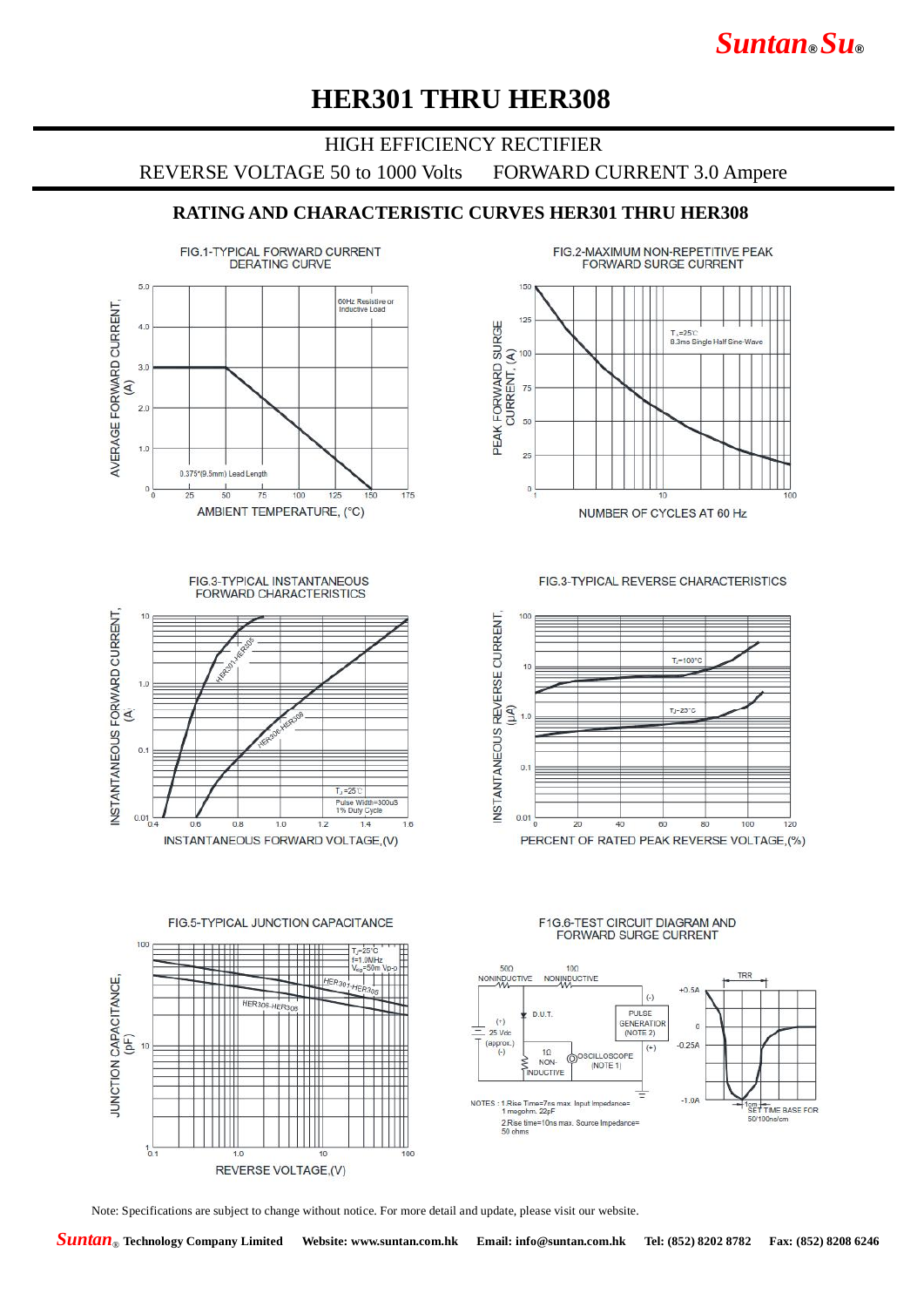# HER301 THRU HER308

HIGH EFFICIENCY RECTIFIER

REVERSE VOLTAGE 50 to 1000 Volts FORWARD CURRENT 3.0 Ampere

## RATING AND CHARACTERISTIC CURVES HER301 THRU HER308

FIG.1-TYPICAL FORWARD CURRENT DERATING CURVE

AVERAGE FORWARD CURRENT, (A)

5.0
4.0
3.0
2.0
1.0
0

60Hz Resistive or Inductive Load

0.375"(9.5mm) Lead Length

0 25 50 75 100 125 150 175

AMBIENT TEMPERATURE, (°C)

FIG.2-MAXIMUM NON-REPETITIVE PEAK FORWARD SURGE CURRENT

PEAK FORWARD SURGE CURRENT, (A)

150
125
100
75
50
25
0

$T_J$=25°C
8.3ms Single Half Sine-Wave

1 10 100

NUMBER OF CYCLES AT 60 Hz

FIG.3-TYPICAL INSTANTANEOUS FORWARD CHARACTERISTICS

INSTANTANEOUS FORWARD CURRENT, (A)

10
1.0
0.1
0.01

HER301-HER305

HER306-HER308

$T_J$=25°C
Pulse Width=300uS
1% Duty Cycle

0.4 0.6 0.8 1.0 1.2 1.4 1.6

INSTANTANEOUS FORWARD VOLTAGE,(V)

FIG.3-TYPICAL REVERSE CHARACTERISTICS

INSTANTANEOUS REVERSE CURRENT, (μA)

100
10
1.0
0.1
0.01

$T_J$=100°C

$T_J$=25°C

0 20 40 60 80 100 120

PERCENT OF RATED PEAK REVERSE VOLTAGE,(%)

FIG.5-TYPICAL JUNCTION CAPACITANCE

JUNCTION CAPACITANCE, (pF)

100
10
1

$T_J$=25°C
f=1.0MHz
$V_{sig}$=50m Vp-p

HER301-HER305

HER306-HER308

0.1 1.0 10 100

REVERSE VOLTAGE,(V)

F1G.6-TEST CIRCUIT DIAGRAM AND FORWARD SURGE CURRENT

50Ω NONINDUCTIVE

10Ω NONINDUCTIVE

D.U.T.

(-)

PULSE GENERATION (NOTE 2)

(+)
25 Vdc
(approx.)
(-)

1Ω NON-INDUCTIVE

OSCILLOSCOPE (NOTE 1)

(+)

TRR

+0.5A
0
-0.25A
-1.0A

1cm

SET TIME BASE FOR 50/100ns/cm

NOTES : 1.Rise Time=7ns max. Input impedance= 1 megohm. 22pF
2.Rise time=10ns max. Source Impedance= 50 ohms

Note: Specifications are subject to change without notice. For more detail and update, please visit our website.